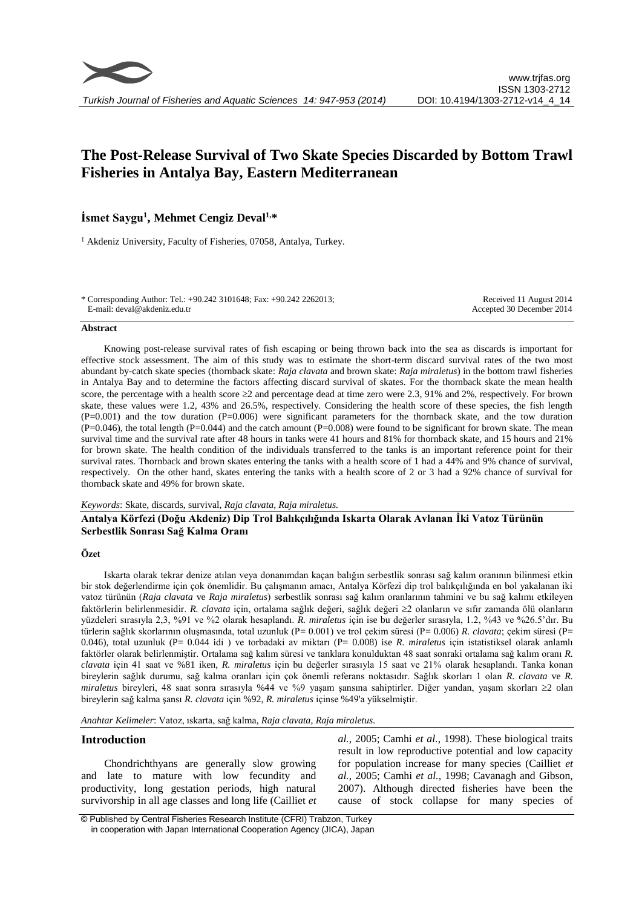# The Post-Release Survival of Two Skate Species Discarded by Bottom Trawl Fisheries in Antalya Bay, Eastern Mediterranean

**İsmet Saygu[1], Mehmet Cengiz Deval[1,*]**

[1] Akdeniz University, Faculty of Fisheries, 07058, Antalya, Turkey.

\* Corresponding Author: Tel.: +90.242 3101648; Fax: +90.242 2262013;
E-mail: deval@akdeniz.edu.tr

Received 11 August 2014
Accepted 30 December 2014

## Abstract

Knowing post-release survival rates of fish escaping or being thrown back into the sea as discards is important for effective stock assessment. The aim of this study was to estimate the short-term discard survival rates of the two most abundant by-catch skate species (thornback skate: *Raja clavata* and brown skate: *Raja miraletus*) in the bottom trawl fisheries in Antalya Bay and to determine the factors affecting discard survival of skates. For the thornback skate the mean health score, the percentage with a health score ≥2 and percentage dead at time zero were 2.3, 91% and 2%, respectively. For brown skate, these values were 1.2, 43% and 26.5%, respectively. Considering the health score of these species, the fish length (P=0.001) and the tow duration (P=0.006) were significant parameters for the thornback skate, and the tow duration (P=0.046), the total length (P=0.044) and the catch amount (P=0.008) were found to be significant for brown skate. The mean survival time and the survival rate after 48 hours in tanks were 41 hours and 81% for thornback skate, and 15 hours and 21% for brown skate. The health condition of the individuals transferred to the tanks is an important reference point for their survival rates. Thornback and brown skates entering the tanks with a health score of 1 had a 44% and 9% chance of survival, respectively. On the other hand, skates entering the tanks with a health score of 2 or 3 had a 92% chance of survival for thornback skate and 49% for brown skate.

*Keywords*: Skate, discards, survival, *Raja clavata*, *Raja miraletus*.

**Antalya Körfezi (Doğu Akdeniz) Dip Trol Balıkçılığında Iskarta Olarak Avlanan İki Vatoz Türünün Serbestlik Sonrası Sağ Kalma Oranı**

## Özet

Iskarta olarak tekrar denize atılan veya donanımdan kaçan balığın serbestlik sonrası sağ kalım oranının bilinmesi etkin bir stok değerlendirme için çok önemlidir. Bu çalışmanın amacı, Antalya Körfezi dip trol balıkçılığında en bol yakalanan iki vatoz türünün (*Raja clavata* ve *Raja miraletus*) serbestlik sonrası sağ kalım oranlarının tahmini ve bu sağ kalımı etkileyen faktörlerin belirlenmesidir. *R. clavata* için, ortalama sağlık değeri, sağlık değeri ≥2 olanların ve sıfır zamanda ölü olanların yüzdeleri sırasıyla 2,3, %91 ve %2 olarak hesaplandı. *R. miraletus* için ise bu değerler sırasıyla, 1.2, %43 ve %26.5'dır. Bu türlerin sağlık skorlarının oluşmasında, total uzunluk (P= 0.001) ve trol çekim süresi (P= 0.006) *R. clavata*; çekim süresi (P= 0.046), total uzunluk (P= 0.044 idi ) ve torbadaki av miktarı (P= 0.008) ise *R. miraletus* için istatistiksel olarak anlamlı faktörler olarak belirlenmiştir. Ortalama sağ kalım süresi ve tanklara konulduktan 48 saat sonraki ortalama sağ kalım oranı *R. clavata* için 41 saat ve %81 iken, *R. miraletus* için bu değerler sırasıyla 15 saat ve 21% olarak hesaplandı. Tanka konan bireylerin sağlık durumu, sağ kalma oranları için çok önemli referans noktasıdır. Sağlık skorları 1 olan *R. clavata* ve *R. miraletus* bireyleri, 48 saat sonra sırasıyla %44 ve %9 yaşam şansına sahiptirler. Diğer yandan, yaşam skorları ≥2 olan bireylerin sağ kalma şansı *R. clavata* için %92, *R. miraletus* içinse %49'a yükselmiştir.

*Anahtar Kelimeler*: Vatoz, ıskarta, sağ kalma, *Raja clavata, Raja miraletus.*

## Introduction

Chondrichthyans are generally slow growing and late to mature with low fecundity and productivity, long gestation periods, high natural survivorship in all age classes and long life (Cailliet *et al.*, 2005; Camhi *et al.*, 1998). These biological traits result in low reproductive potential and low capacity for population increase for many species (Cailliet *et al.*, 2005; Camhi *et al.*, 1998; Cavanagh and Gibson, 2007). Although directed fisheries have been the cause of stock collapse for many species of

© Published by Central Fisheries Research Institute (CFRI) Trabzon, Turkey
in cooperation with Japan International Cooperation Agency (JICA), Japan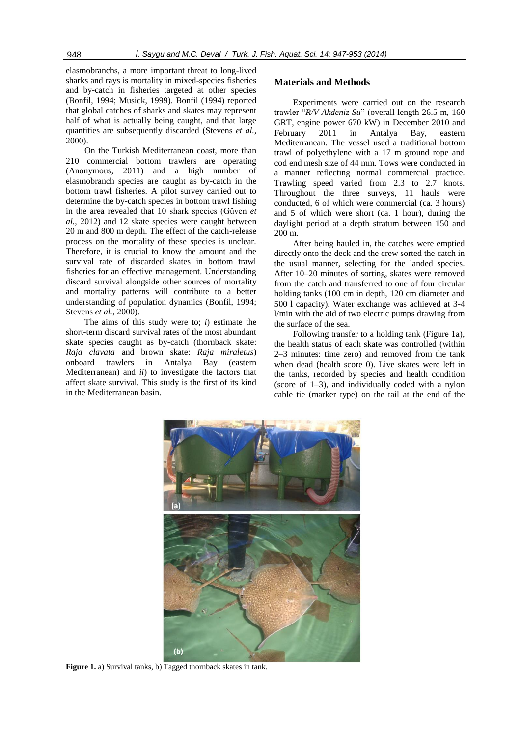elasmobranchs, a more important threat to long-lived sharks and rays is mortality in mixed-species fisheries and by-catch in fisheries targeted at other species (Bonfil, 1994; Musick, 1999). Bonfil (1994) reported that global catches of sharks and skates may represent half of what is actually being caught, and that large quantities are subsequently discarded (Stevens *et al.*, 2000).

On the Turkish Mediterranean coast, more than 210 commercial bottom trawlers are operating (Anonymous, 2011) and a high number of elasmobranch species are caught as by-catch in the bottom trawl fisheries. A pilot survey carried out to determine the by-catch species in bottom trawl fishing in the area revealed that 10 shark species (Güven *et al.*, 2012) and 12 skate species were caught between 20 m and 800 m depth. The effect of the catch-release process on the mortality of these species is unclear. Therefore, it is crucial to know the amount and the survival rate of discarded skates in bottom trawl fisheries for an effective management. Understanding discard survival alongside other sources of mortality and mortality patterns will contribute to a better understanding of population dynamics (Bonfil, 1994; Stevens *et al.*, 2000).

The aims of this study were to; *i*) estimate the short-term discard survival rates of the most abundant skate species caught as by-catch (thornback skate: *Raja clavata* and brown skate: *Raja miraletus*) onboard trawlers in Antalya Bay (eastern Mediterranean) and *ii*) to investigate the factors that affect skate survival. This study is the first of its kind in the Mediterranean basin.

## Materials and Methods

Experiments were carried out on the research trawler "*R/V Akdeniz Su*" (overall length 26.5 m, 160 GRT, engine power 670 kW) in December 2010 and February 2011 in Antalya Bay, eastern Mediterranean. The vessel used a traditional bottom trawl of polyethylene with a 17 m ground rope and cod end mesh size of 44 mm. Tows were conducted in a manner reflecting normal commercial practice. Trawling speed varied from 2.3 to 2.7 knots. Throughout the three surveys, 11 hauls were conducted, 6 of which were commercial (ca. 3 hours) and 5 of which were short (ca. 1 hour), during the daylight period at a depth stratum between 150 and 200 m.

After being hauled in, the catches were emptied directly onto the deck and the crew sorted the catch in the usual manner, selecting for the landed species. After 10–20 minutes of sorting, skates were removed from the catch and transferred to one of four circular holding tanks (100 cm in depth, 120 cm diameter and 500 l capacity). Water exchange was achieved at 3-4 l/min with the aid of two electric pumps drawing from the surface of the sea.

Following transfer to a holding tank (Figure 1a), the health status of each skate was controlled (within 2–3 minutes: time zero) and removed from the tank when dead (health score 0). Live skates were left in the tanks, recorded by species and health condition (score of 1–3), and individually coded with a nylon cable tie (marker type) on the tail at the end of the

**Figure 1.** a) Survival tanks, b) Tagged thornback skates in tank.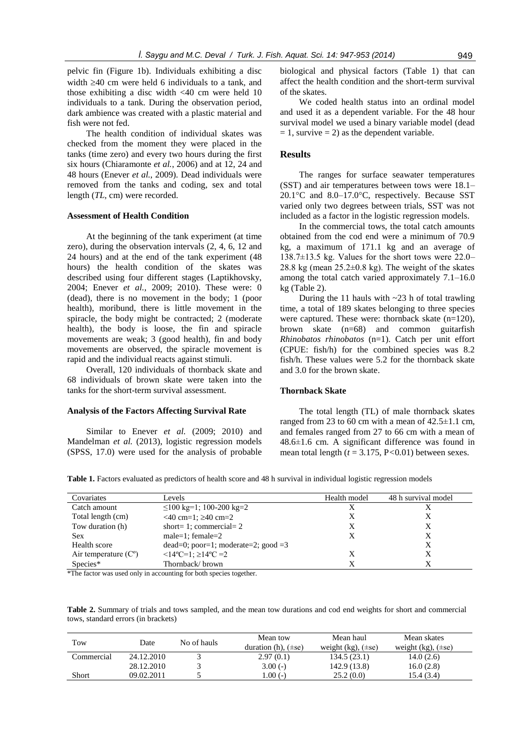pelvic fin (Figure 1b). Individuals exhibiting a disc width ≥40 cm were held 6 individuals to a tank, and those exhibiting a disc width <40 cm were held 10 individuals to a tank. During the observation period, dark ambience was created with a plastic material and fish were not fed.

The health condition of individual skates was checked from the moment they were placed in the tanks (time zero) and every two hours during the first six hours (Chiaramonte *et al.*, 2006) and at 12, 24 and 48 hours (Enever *et al.*, 2009). Dead individuals were removed from the tanks and coding, sex and total length (*TL*, cm) were recorded.

### Assessment of Health Condition

At the beginning of the tank experiment (at time zero), during the observation intervals (2, 4, 6, 12 and 24 hours) and at the end of the tank experiment (48 hours) the health condition of the skates was described using four different stages (Laptikhovsky, 2004; Enever *et al.*, 2009; 2010). These were: 0 (dead), there is no movement in the body; 1 (poor health), moribund, there is little movement in the spiracle, the body might be contracted; 2 (moderate health), the body is loose, the fin and spiracle movements are weak; 3 (good health), fin and body movements are observed, the spiracle movement is rapid and the individual reacts against stimuli.

Overall, 120 individuals of thornback skate and 68 individuals of brown skate were taken into the tanks for the short-term survival assessment.

### Analysis of the Factors Affecting Survival Rate

Similar to Enever *et al.* (2009; 2010) and Mandelman *et al.* (2013), logistic regression models (SPSS, 17.0) were used for the analysis of probable biological and physical factors (Table 1) that can affect the health condition and the short-term survival of the skates.

We coded health status into an ordinal model and used it as a dependent variable. For the 48 hour survival model we used a binary variable model (dead = 1, survive = 2) as the dependent variable.

## Results

The ranges for surface seawater temperatures (SST) and air temperatures between tows were 18.1–20.1°C and 8.0–17.0°C, respectively. Because SST varied only two degrees between trials, SST was not included as a factor in the logistic regression models.

In the commercial tows, the total catch amounts obtained from the cod end were a minimum of 70.9 kg, a maximum of 171.1 kg and an average of 138.7±13.5 kg. Values for the short tows were 22.0–28.8 kg (mean 25.2±0.8 kg). The weight of the skates among the total catch varied approximately 7.1–16.0 kg (Table 2).

During the 11 hauls with ~23 h of total trawling time, a total of 189 skates belonging to three species were captured. These were: thornback skate (n=120), brown skate (n=68) and common guitarfish *Rhinobatos rhinobatos* (n=1). Catch per unit effort (CPUE: fish/h) for the combined species was 8.2 fish/h. These values were 5.2 for the thornback skate and 3.0 for the brown skate.

### Thornback Skate

The total length (TL) of male thornback skates ranged from 23 to 60 cm with a mean of 42.5±1.1 cm, and females ranged from 27 to 66 cm with a mean of 48.6±1.6 cm. A significant difference was found in mean total length ($t$ = 3.175, $P$<0.01) between sexes.

**Table 1.** Factors evaluated as predictors of health score and 48 h survival in individual logistic regression models

| Covariates | Levels | Health model | 48 h survival model |
|---|---|---|---|
| Catch amount | ≤100 kg=1; 100-200 kg=2 | X | X |
| Total length (cm) | <40 cm=1; ≥40 cm=2 | X | X |
| Tow duration (h) | short= 1; commercial= 2 | X | X |
| Sex | male=1; female=2 | X | X |
| Health score | dead=0; poor=1; moderate=2; good =3 | | X |
| Air temperature (Cº) | <14ºC=1; ≥14ºC =2 | X | X |
| Species* | Thornback/ brown | X | X |

*The factor was used only in accounting for both species together.

**Table 2.** Summary of trials and tows sampled, and the mean tow durations and cod end weights for short and commercial tows, standard errors (in brackets)

| Tow | Date | No of hauls | Mean tow duration (h), (±se) | Mean haul weight (kg), (±se) | Mean skates weight (kg), (±se) |
|---|---|---|---|---|---|
| Commercial | 24.12.2010 | 3 | 2.97 (0.1) | 134.5 (23.1) | 14.0 (2.6) |
| | 28.12.2010 | 3 | 3.00 (-) | 142.9 (13.8) | 16.0 (2.8) |
| Short | 09.02.2011 | 5 | 1.00 (-) | 25.2 (0.0) | 15.4 (3.4) |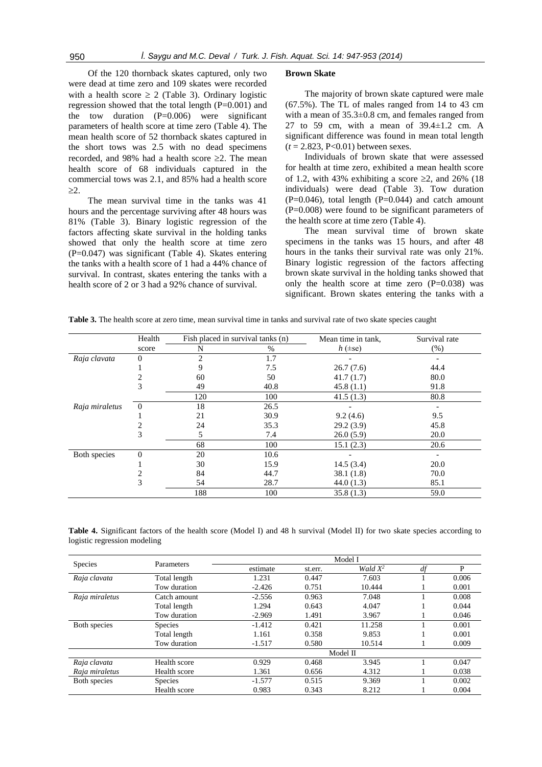Of the 120 thornback skates captured, only two were dead at time zero and 109 skates were recorded with a health score ≥ 2 (Table 3). Ordinary logistic regression showed that the total length (P=0.001) and the tow duration (P=0.006) were significant parameters of health score at time zero (Table 4). The mean health score of 52 thornback skates captured in the short tows was 2.5 with no dead specimens recorded, and 98% had a health score ≥2. The mean health score of 68 individuals captured in the commercial tows was 2.1, and 85% had a health score ≥2.

The mean survival time in the tanks was 41 hours and the percentage surviving after 48 hours was 81% (Table 3). Binary logistic regression of the factors affecting skate survival in the holding tanks showed that only the health score at time zero (P=0.047) was significant (Table 4). Skates entering the tanks with a health score of 1 had a 44% chance of survival. In contrast, skates entering the tanks with a health score of 2 or 3 had a 92% chance of survival.

**Brown Skate**

The majority of brown skate captured were male (67.5%). The TL of males ranged from 14 to 43 cm with a mean of 35.3±0.8 cm, and females ranged from 27 to 59 cm, with a mean of 39.4±1.2 cm. A significant difference was found in mean total length ($t$ = 2.823, P<0.01) between sexes.

Individuals of brown skate that were assessed for health at time zero, exhibited a mean health score of 1.2, with 43% exhibiting a score ≥2, and 26% (18 individuals) were dead (Table 3). Tow duration (P=0.046), total length (P=0.044) and catch amount (P=0.008) were found to be significant parameters of the health score at time zero (Table 4).

The mean survival time of brown skate specimens in the tanks was 15 hours, and after 48 hours in the tanks their survival rate was only 21%. Binary logistic regression of the factors affecting brown skate survival in the holding tanks showed that only the health score at time zero (P=0.038) was significant. Brown skates entering the tanks with a

**Table 3.** The health score at zero time, mean survival time in tanks and survival rate of two skate species caught

| | Health score | Fish placed in survival tanks (n) N | % | Mean time in tank, $h$ (±se) | Survival rate (%) |
|---|---|---|---|---|---|
| *Raja clavata* | 0 | 2 | 1.7 | - | - |
| | 1 | 9 | 7.5 | 26.7 (7.6) | 44.4 |
| | 2 | 60 | 50 | 41.7 (1.7) | 80.0 |
| | 3 | 49 | 40.8 | 45.8 (1.1) | 91.8 |
| | | 120 | 100 | 41.5 (1.3) | 80.8 |
| *Raja miraletus* | 0 | 18 | 26.5 | - | - |
| | 1 | 21 | 30.9 | 9.2 (4.6) | 9.5 |
| | 2 | 24 | 35.3 | 29.2 (3.9) | 45.8 |
| | 3 | 5 | 7.4 | 26.0 (5.9) | 20.0 |
| | | 68 | 100 | 15.1 (2.3) | 20.6 |
| Both species | 0 | 20 | 10.6 | - | - |
| | 1 | 30 | 15.9 | 14.5 (3.4) | 20.0 |
| | 2 | 84 | 44.7 | 38.1 (1.8) | 70.0 |
| | 3 | 54 | 28.7 | 44.0 (1.3) | 85.1 |
| | | 188 | 100 | 35.8 (1.3) | 59.0 |

**Table 4.** Significant factors of the health score (Model I) and 48 h survival (Model II) for two skate species according to logistic regression modeling

| Species | Parameters | estimate | st.err. | *Wald* $X^2$ | *df* | P |
|---|---|---|---|---|---|---|
| | | Model I | | | | |
| *Raja clavata* | Total length | 1.231 | 0.447 | 7.603 | 1 | 0.006 |
| | Tow duration | -2.426 | 0.751 | 10.444 | 1 | 0.001 |
| *Raja miraletus* | Catch amount | -2.556 | 0.963 | 7.048 | 1 | 0.008 |
| | Total length | 1.294 | 0.643 | 4.047 | 1 | 0.044 |
| | Tow duration | -2.969 | 1.491 | 3.967 | 1 | 0.046 |
| Both species | Species | -1.412 | 0.421 | 11.258 | 1 | 0.001 |
| | Total length | 1.161 | 0.358 | 9.853 | 1 | 0.001 |
| | Tow duration | -1.517 | 0.580 | 10.514 | 1 | 0.009 |
| | | Model II | | | | |
| *Raja clavata* | Health score | 0.929 | 0.468 | 3.945 | 1 | 0.047 |
| *Raja miraletus* | Health score | 1.361 | 0.656 | 4.312 | 1 | 0.038 |
| Both species | Species | -1.577 | 0.515 | 9.369 | 1 | 0.002 |
| | Health score | 0.983 | 0.343 | 8.212 | 1 | 0.004 |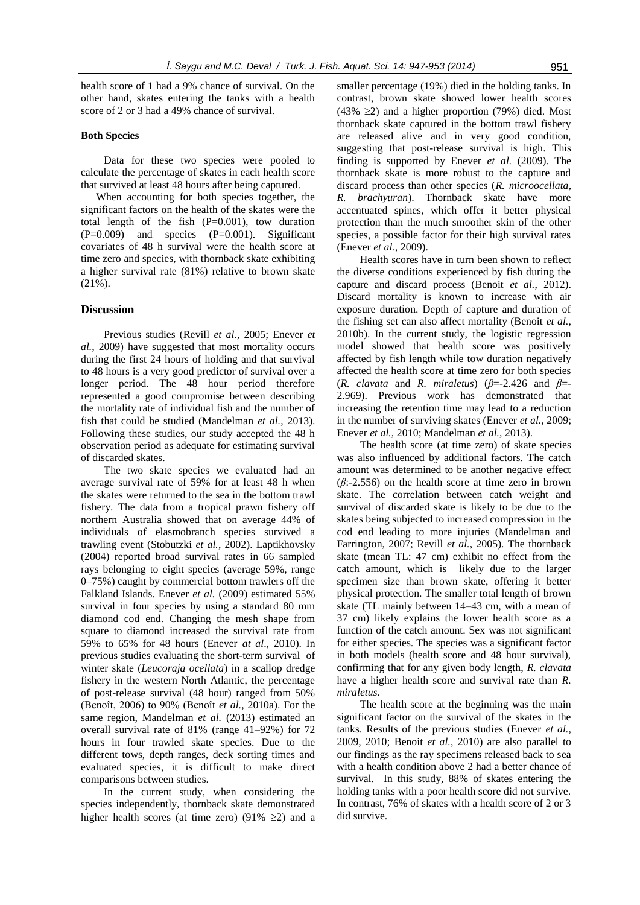health score of 1 had a 9% chance of survival. On the other hand, skates entering the tanks with a health score of 2 or 3 had a 49% chance of survival.

### Both Species

Data for these two species were pooled to calculate the percentage of skates in each health score that survived at least 48 hours after being captured.

When accounting for both species together, the significant factors on the health of the skates were the total length of the fish (P=0.001), tow duration (P=0.009) and species (P=0.001). Significant covariates of 48 h survival were the health score at time zero and species, with thornback skate exhibiting a higher survival rate (81%) relative to brown skate (21%).

## Discussion

Previous studies (Revill *et al.*, 2005; Enever *et al.*, 2009) have suggested that most mortality occurs during the first 24 hours of holding and that survival to 48 hours is a very good predictor of survival over a longer period. The 48 hour period therefore represented a good compromise between describing the mortality rate of individual fish and the number of fish that could be studied (Mandelman *et al.*, 2013). Following these studies, our study accepted the 48 h observation period as adequate for estimating survival of discarded skates.

The two skate species we evaluated had an average survival rate of 59% for at least 48 h when the skates were returned to the sea in the bottom trawl fishery. The data from a tropical prawn fishery off northern Australia showed that on average 44% of individuals of elasmobranch species survived a trawling event (Stobutzki *et al.*, 2002). Laptikhovsky (2004) reported broad survival rates in 66 sampled rays belonging to eight species (average 59%, range 0–75%) caught by commercial bottom trawlers off the Falkland Islands. Enever *et al.* (2009) estimated 55% survival in four species by using a standard 80 mm diamond cod end. Changing the mesh shape from square to diamond increased the survival rate from 59% to 65% for 48 hours (Enever *at al*., 2010). In previous studies evaluating the short-term survival of winter skate (*Leucoraja ocellata*) in a scallop dredge fishery in the western North Atlantic, the percentage of post-release survival (48 hour) ranged from 50% (Benoît, 2006) to 90% (Benoît *et al.*, 2010a). For the same region, Mandelman *et al.* (2013) estimated an overall survival rate of 81% (range 41–92%) for 72 hours in four trawled skate species. Due to the different tows, depth ranges, deck sorting times and evaluated species, it is difficult to make direct comparisons between studies.

In the current study, when considering the species independently, thornback skate demonstrated higher health scores (at time zero) (91% ≥2) and a smaller percentage (19%) died in the holding tanks. In contrast, brown skate showed lower health scores (43% ≥2) and a higher proportion (79%) died. Most thornback skate captured in the bottom trawl fishery are released alive and in very good condition, suggesting that post-release survival is high. This finding is supported by Enever *et al.* (2009). The thornback skate is more robust to the capture and discard process than other species (*R. microocellata*, *R. brachyuran*). Thornback skate have more accentuated spines, which offer it better physical protection than the much smoother skin of the other species, a possible factor for their high survival rates (Enever *et al.*, 2009).

Health scores have in turn been shown to reflect the diverse conditions experienced by fish during the capture and discard process (Benoit *et al.*, 2012). Discard mortality is known to increase with air exposure duration. Depth of capture and duration of the fishing set can also affect mortality (Benoit *et al.*, 2010b). In the current study, the logistic regression model showed that health score was positively affected by fish length while tow duration negatively affected the health score at time zero for both species (*R. clavata* and *R. miraletus*) ($\beta$=-2.426 and $\beta$=-2.969). Previous work has demonstrated that increasing the retention time may lead to a reduction in the number of surviving skates (Enever *et al.*, 2009; Enever *et al.*, 2010; Mandelman *et al.*, 2013).

The health score (at time zero) of skate species was also influenced by additional factors. The catch amount was determined to be another negative effect ($\beta$:-2.556) on the health score at time zero in brown skate. The correlation between catch weight and survival of discarded skate is likely to be due to the skates being subjected to increased compression in the cod end leading to more injuries (Mandelman and Farrington, 2007; Revill *et al.*, 2005). The thornback skate (mean TL: 47 cm) exhibit no effect from the catch amount, which is likely due to the larger specimen size than brown skate, offering it better physical protection. The smaller total length of brown skate (TL mainly between 14–43 cm, with a mean of 37 cm) likely explains the lower health score as a function of the catch amount. Sex was not significant for either species. The species was a significant factor in both models (health score and 48 hour survival), confirming that for any given body length, *R. clavata* have a higher health score and survival rate than *R. miraletus*.

The health score at the beginning was the main significant factor on the survival of the skates in the tanks. Results of the previous studies (Enever *et al.*, 2009, 2010; Benoit *et al.*, 2010) are also parallel to our findings as the ray specimens released back to sea with a health condition above 2 had a better chance of survival. In this study, 88% of skates entering the holding tanks with a poor health score did not survive. In contrast, 76% of skates with a health score of 2 or 3 did survive.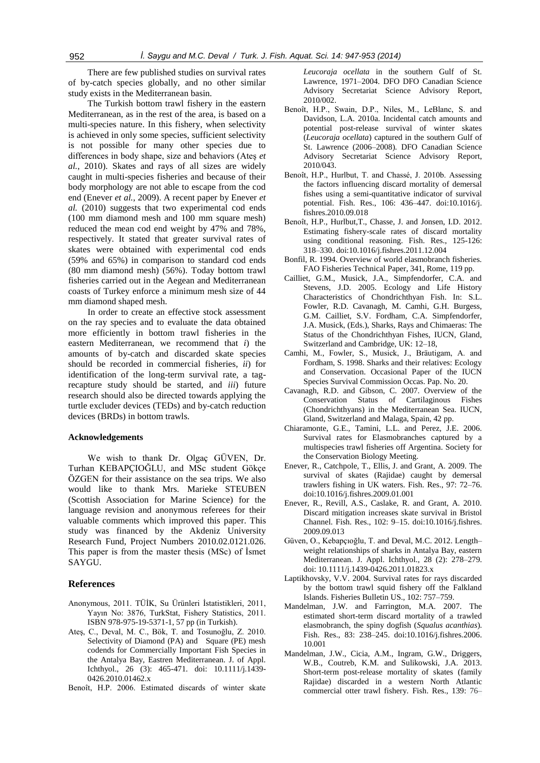There are few published studies on survival rates of by-catch species globally, and no other similar study exists in the Mediterranean basin.

The Turkish bottom trawl fishery in the eastern Mediterranean, as in the rest of the area, is based on a multi-species nature. In this fishery, when selectivity is achieved in only some species, sufficient selectivity is not possible for many other species due to differences in body shape, size and behaviors (Ateş *et al.*, 2010). Skates and rays of all sizes are widely caught in multi-species fisheries and because of their body morphology are not able to escape from the cod end (Enever *et al.*, 2009). A recent paper by Enever *et al.* (2010) suggests that two experimental cod ends (100 mm diamond mesh and 100 mm square mesh) reduced the mean cod end weight by 47% and 78%, respectively. It stated that greater survival rates of skates were obtained with experimental cod ends (59% and 65%) in comparison to standard cod ends (80 mm diamond mesh) (56%). Today bottom trawl fisheries carried out in the Aegean and Mediterranean coasts of Turkey enforce a minimum mesh size of 44 mm diamond shaped mesh.

In order to create an effective stock assessment on the ray species and to evaluate the data obtained more efficiently in bottom trawl fisheries in the eastern Mediterranean, we recommend that *i*) the amounts of by-catch and discarded skate species should be recorded in commercial fisheries, *ii*) for identification of the long-term survival rate, a tag-recapture study should be started, and *iii*) future research should also be directed towards applying the turtle excluder devices (TEDs) and by-catch reduction devices (BRDs) in bottom trawls.

### Acknowledgements

We wish to thank Dr. Olgaç GÜVEN, Dr. Turhan KEBAPÇIOĞLU, and MSc student Gökçe ÖZGEN for their assistance on the sea trips. We also would like to thank Mrs. Marieke STEUBEN (Scottish Association for Marine Science) for the language revision and anonymous referees for their valuable comments which improved this paper. This study was financed by the Akdeniz University Research Fund, Project Numbers 2010.02.0121.026. This paper is from the master thesis (MSc) of İsmet SAYGU.

## References

Anonymous, 2011. TÜİK, Su Ürünleri İstatistikleri, 2011, Yayın No: 3876, TurkStat, Fishery Statistics, 2011. ISBN 978-975-19-5371-1, 57 pp (in Turkish).

Ateş, C., Deval, M. C., Bök, T. and Tosunoğlu, Z. 2010. Selectivity of Diamond (PA) and Square (PE) mesh codends for Commercially Important Fish Species in the Antalya Bay, Eastren Mediterranean. J. of Appl. Ichthyol., 26 (3): 465-471. doi: 10.1111/j.1439-0426.2010.01462.x

Benoît, H.P. 2006. Estimated discards of winter skate *Leucoraja ocellata* in the southern Gulf of St. Lawrence, 1971–2004. DFO DFO Canadian Science Advisory Secretariat Science Advisory Report, 2010/002.

Benoît, H.P., Swain, D.P., Niles, M., LeBlanc, S. and Davidson, L.A. 2010a. Incidental catch amounts and potential post-release survival of winter skates (*Leucoraja ocellata*) captured in the southern Gulf of St. Lawrence (2006–2008). DFO Canadian Science Advisory Secretariat Science Advisory Report, 2010/043.

Benoît, H.P., Hurlbut, T. and Chassé, J. 2010b. Assessing the factors influencing discard mortality of demersal fishes using a semi-quantitative indicator of survival potential. Fish. Res., 106: 436–447. doi:10.1016/j.fishres.2010.09.018

Benoît, H.P., Hurlbut,T., Chasse, J. and Jonsen, I.D. 2012. Estimating fishery-scale rates of discard mortality using conditional reasoning. Fish. Res., 125-126: 318–330. doi:10.1016/j.fishres.2011.12.004

Bonfil, R. 1994. Overview of world elasmobranch fisheries. FAO Fisheries Technical Paper, 341, Rome, 119 pp.

Cailliet, G.M., Musick, J.A., Simpfendorfer, C.A. and Stevens, J.D. 2005. Ecology and Life History Characteristics of Chondrichthyan Fish. In: S.L. Fowler, R.D. Cavanagh, M. Camhi, G.H. Burgess, G.M. Cailliet, S.V. Fordham, C.A. Simpfendorfer, J.A. Musick, (Eds.), Sharks, Rays and Chimaeras: The Status of the Chondrichthyan Fishes, IUCN, Gland, Switzerland and Cambridge, UK: 12–18,

Camhi, M., Fowler, S., Musick, J., Bräutigam, A. and Fordham, S. 1998. Sharks and their relatives: Ecology and Conservation. Occasional Paper of the IUCN Species Survival Commission Occas. Pap. No. 20.

Cavanagh, R.D. and Gibson, C. 2007. Overview of the Conservation Status of Cartilaginous Fishes (Chondrichthyans) in the Mediterranean Sea. IUCN, Gland, Switzerland and Malaga, Spain, 42 pp.

Chiaramonte, G.E., Tamini, L.L. and Perez, J.E. 2006. Survival rates for Elasmobranches captured by a multispecies trawl fisheries off Argentina. Society for the Conservation Biology Meeting.

Enever, R., Catchpole, T., Ellis, J. and Grant, A. 2009. The survival of skates (Rajidae) caught by demersal trawlers fishing in UK waters. Fish. Res., 97: 72–76. doi:10.1016/j.fishres.2009.01.001

Enever, R., Revill, A.S., Caslake, R. and Grant, A. 2010. Discard mitigation increases skate survival in Bristol Channel. Fish. Res., 102: 9–15. doi:10.1016/j.fishres.2009.09.013

Güven, O., Kebapçıoğlu, T. and Deval, M.C. 2012. Length–weight relationships of sharks in Antalya Bay, eastern Mediterranean. J. Appl. Ichthyol., 28 (2): 278–279. doi: 10.1111/j.1439-0426.2011.01823.x

Laptikhovsky, V.V. 2004. Survival rates for rays discarded by the bottom trawl squid fishery off the Falkland Islands. Fisheries Bulletin US., 102: 757–759.

Mandelman, J.W. and Farrington, M.A. 2007. The estimated short-term discard mortality of a trawled elasmobranch, the spiny dogfish (*Squalus acanthias*). Fish. Res., 83: 238–245. doi:10.1016/j.fishres.2006.10.001

Mandelman, J.W., Cicia, A.M., Ingram, G.W., Driggers, W.B., Coutreb, K.M. and Sulikowski, J.A. 2013. Short-term post-release mortality of skates (family Rajidae) discarded in a western North Atlantic commercial otter trawl fishery. Fish. Res., 139: 76–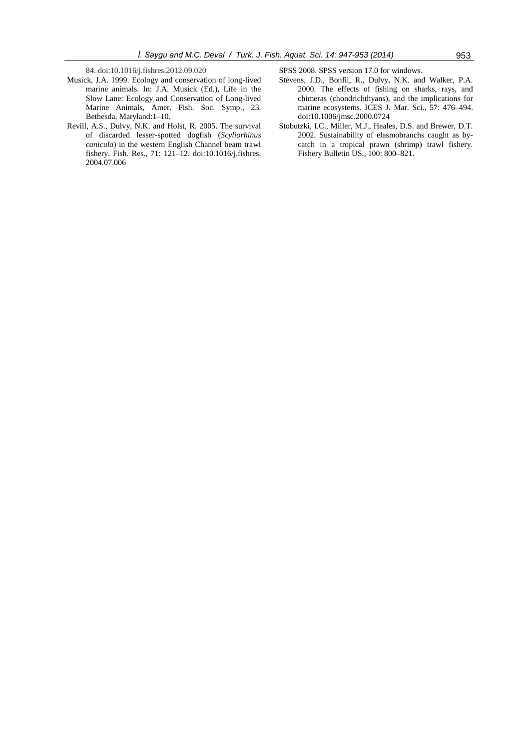84. doi:10.1016/j.fishres.2012.09.020

Musick, J.A. 1999. Ecology and conservation of long-lived marine animals. In: J.A. Musick (Ed.), Life in the Slow Lane: Ecology and Conservation of Long-lived Marine Animals, Amer. Fish. Soc. Symp., 23. Bethesda, Maryland:1–10.

Revill, A.S., Dulvy, N.K. and Holst, R. 2005. The survival of discarded lesser-spotted dogfish (*Scyliorhinus canicula*) in the western English Channel beam trawl fishery. Fish. Res., 71: 121–12. doi:10.1016/j.fishres.2004.07.006

SPSS 2008. SPSS version 17.0 for windows.

Stevens, J.D., Bonfil, R., Dulvy, N.K. and Walker, P.A. 2000. The effects of fishing on sharks, rays, and chimeras (chondrichthyans), and the implications for marine ecosystems. ICES J. Mar. Sci., 57: 476–494. doi:10.1006/jmsc.2000.0724

Stobutzki, I.C., Miller, M.J., Heales, D.S. and Brewer, D.T. 2002. Sustainability of elasmobranchs caught as by-catch in a tropical prawn (shrimp) trawl fishery. Fishery Bulletin US., 100: 800–821.